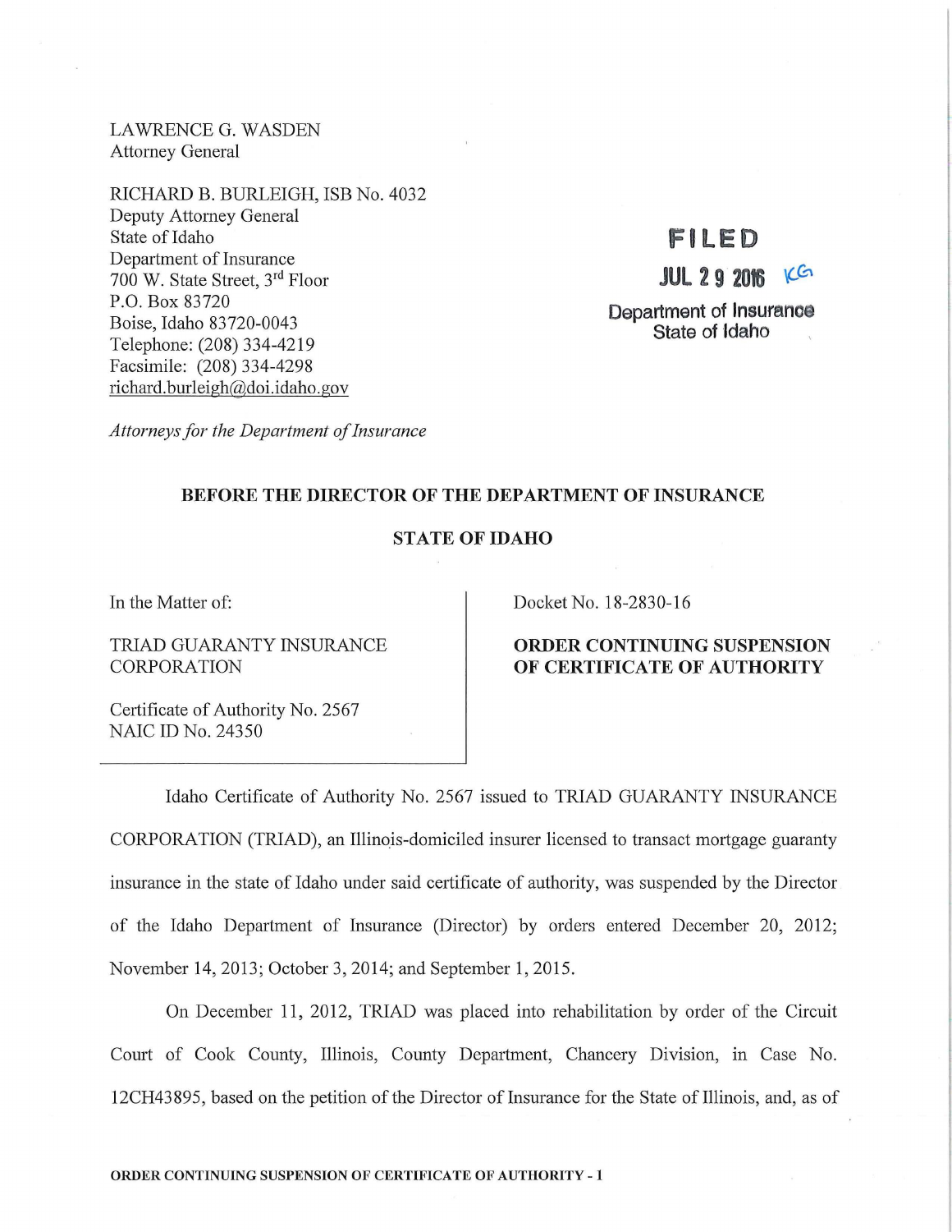LAWRENCE G. WASDEN
Attorney General

RICHARD B. BURLEIGH, ISB No. 4032
Deputy Attorney General
State of Idaho
Department of Insurance
700 W. State Street, 3rd Floor
P.O. Box 83720
Boise, Idaho 83720-0043
Telephone: (208) 334-4219
Facsimile: (208) 334-4298
richard.burleigh@doi.idaho.gov

*Attorneys for the Department of Insurance*

**FILED**
**JUL 29 2016** KG
Department of Insurance
State of Idaho

**BEFORE THE DIRECTOR OF THE DEPARTMENT OF INSURANCE**

**STATE OF IDAHO**

| In the Matter of: | Docket No. 18-2830-16 |
|---|---|
| TRIAD GUARANTY INSURANCE CORPORATION | **ORDER CONTINUING SUSPENSION OF CERTIFICATE OF AUTHORITY** |
| Certificate of Authority No. 2567<br>NAIC ID No. 24350 | |

Idaho Certificate of Authority No. 2567 issued to TRIAD GUARANTY INSURANCE CORPORATION (TRIAD), an Illinois-domiciled insurer licensed to transact mortgage guaranty insurance in the state of Idaho under said certificate of authority, was suspended by the Director of the Idaho Department of Insurance (Director) by orders entered December 20, 2012; November 14, 2013; October 3, 2014; and September 1, 2015.

On December 11, 2012, TRIAD was placed into rehabilitation by order of the Circuit Court of Cook County, Illinois, County Department, Chancery Division, in Case No. 12CH43895, based on the petition of the Director of Insurance for the State of Illinois, and, as of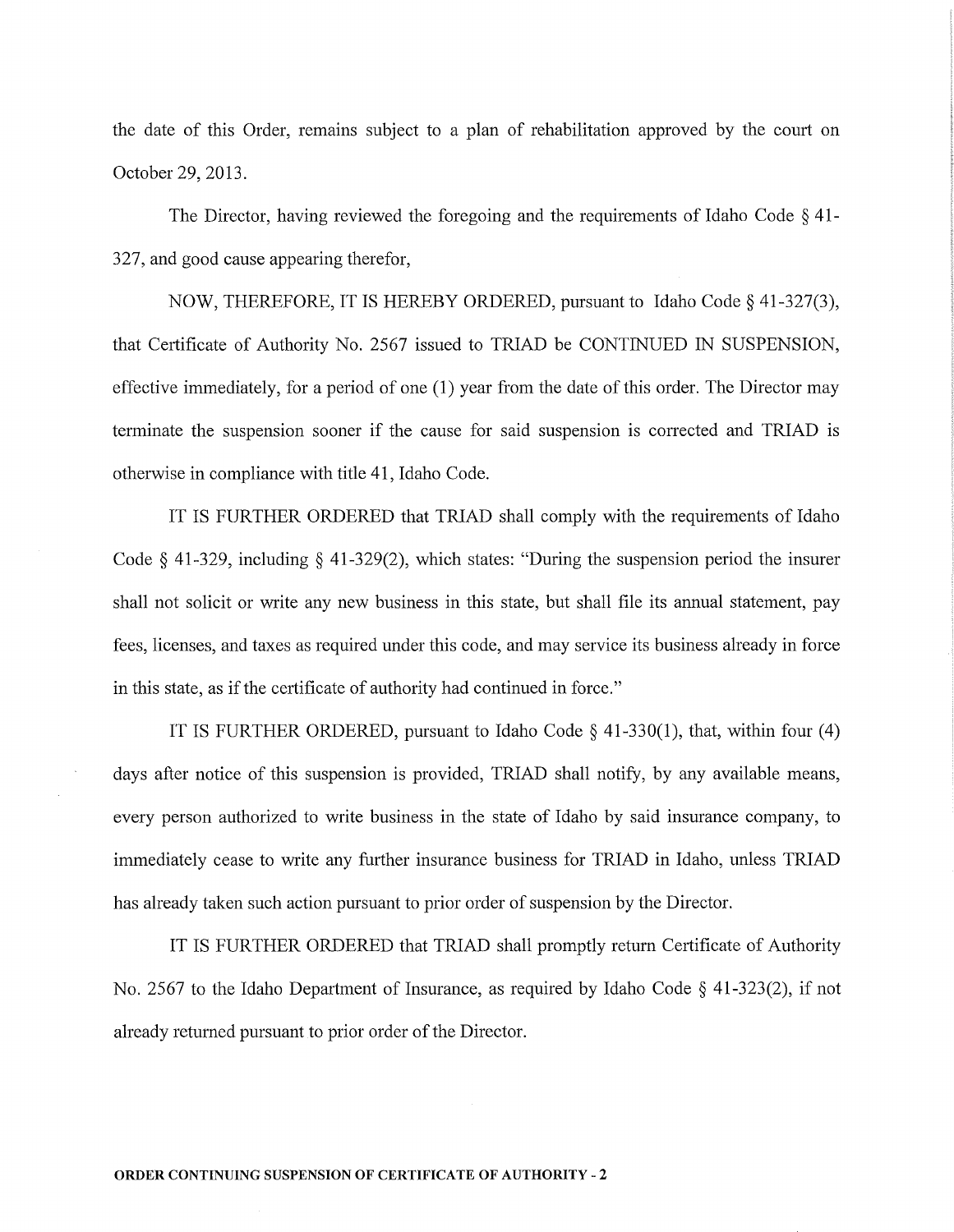the date of this Order, remains subject to a plan of rehabilitation approved by the court on October 29, 2013.

The Director, having reviewed the foregoing and the requirements of Idaho Code § 41-327, and good cause appearing therefor,

NOW, THEREFORE, IT IS HEREBY ORDERED, pursuant to Idaho Code § 41-327(3), that Certificate of Authority No. 2567 issued to TRIAD be CONTINUED IN SUSPENSION, effective immediately, for a period of one (1) year from the date of this order. The Director may terminate the suspension sooner if the cause for said suspension is corrected and TRIAD is otherwise in compliance with title 41, Idaho Code.

IT IS FURTHER ORDERED that TRIAD shall comply with the requirements of Idaho Code § 41-329, including § 41-329(2), which states: "During the suspension period the insurer shall not solicit or write any new business in this state, but shall file its annual statement, pay fees, licenses, and taxes as required under this code, and may service its business already in force in this state, as if the certificate of authority had continued in force."

IT IS FURTHER ORDERED, pursuant to Idaho Code § 41-330(1), that, within four (4) days after notice of this suspension is provided, TRIAD shall notify, by any available means, every person authorized to write business in the state of Idaho by said insurance company, to immediately cease to write any further insurance business for TRIAD in Idaho, unless TRIAD has already taken such action pursuant to prior order of suspension by the Director.

IT IS FURTHER ORDERED that TRIAD shall promptly return Certificate of Authority No. 2567 to the Idaho Department of Insurance, as required by Idaho Code § 41-323(2), if not already returned pursuant to prior order of the Director.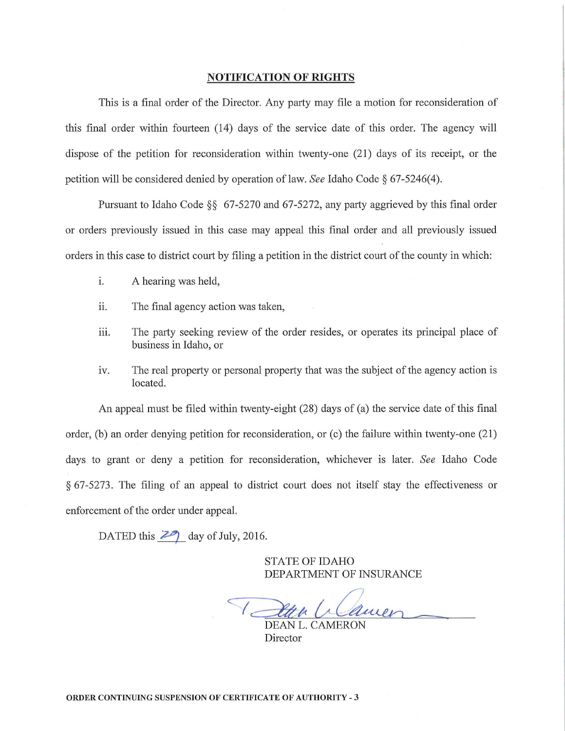## NOTIFICATION OF RIGHTS

This is a final order of the Director. Any party may file a motion for reconsideration of this final order within fourteen (14) days of the service date of this order. The agency will dispose of the petition for reconsideration within twenty-one (21) days of its receipt, or the petition will be considered denied by operation of law. *See* Idaho Code § 67-5246(4).

Pursuant to Idaho Code §§ 67-5270 and 67-5272, any party aggrieved by this final order or orders previously issued in this case may appeal this final order and all previously issued orders in this case to district court by filing a petition in the district court of the county in which:

i. A hearing was held,

ii. The final agency action was taken,

iii. The party seeking review of the order resides, or operates its principal place of business in Idaho, or

iv. The real property or personal property that was the subject of the agency action is located.

An appeal must be filed within twenty-eight (28) days of (a) the service date of this final order, (b) an order denying petition for reconsideration, or (c) the failure within twenty-one (21) days to grant or deny a petition for reconsideration, whichever is later. *See* Idaho Code § 67-5273. The filing of an appeal to district court does not itself stay the effectiveness or enforcement of the order under appeal.

DATED this 29 day of July, 2016.

STATE OF IDAHO
DEPARTMENT OF INSURANCE

DEAN L. CAMERON
Director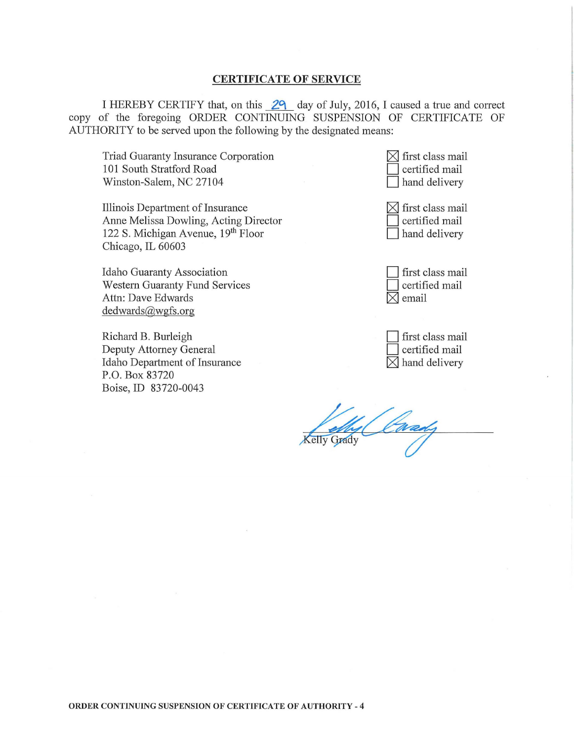## CERTIFICATE OF SERVICE

I HEREBY CERTIFY that, on this 29 day of July, 2016, I caused a true and correct copy of the foregoing ORDER CONTINUING SUSPENSION OF CERTIFICATE OF AUTHORITY to be served upon the following by the designated means:

| | |
|---|---|
| Triad Guaranty Insurance Corporation<br>101 South Stratford Road<br>Winston-Salem, NC 27104 | ☒ first class mail<br>☐ certified mail<br>☐ hand delivery |
| Illinois Department of Insurance<br>Anne Melissa Dowling, Acting Director<br>122 S. Michigan Avenue, 19th Floor<br>Chicago, IL 60603 | ☒ first class mail<br>☐ certified mail<br>☐ hand delivery |
| Idaho Guaranty Association<br>Western Guaranty Fund Services<br>Attn: Dave Edwards<br>dedwards@wgfs.org | ☐ first class mail<br>☐ certified mail<br>☒ email |
| Richard B. Burleigh<br>Deputy Attorney General<br>Idaho Department of Insurance<br>P.O. Box 83720<br>Boise, ID 83720-0043 | ☐ first class mail<br>☐ certified mail<br>☒ hand delivery |

Kelly Grady